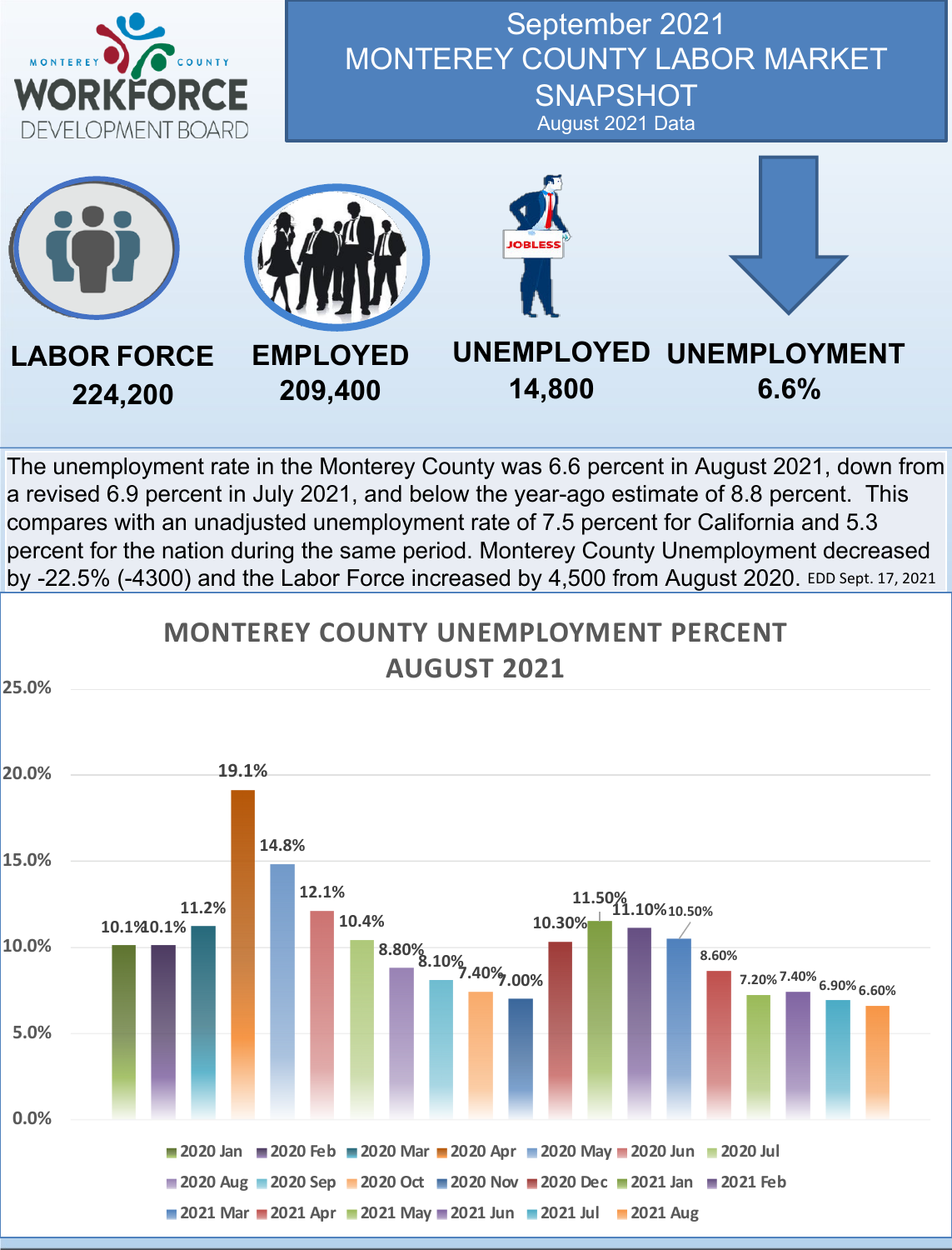MONTEREY COUNTY WORKFORCE DEVELOPMENT BOARD

# September 2021 MONTEREY COUNTY LABOR MARKET SNAPSHOT

August 2021 Data

| LABOR FORCE | EMPLOYED | UNEMPLOYED | UNEMPLOYMENT |
|---|---|---|---|
| 224,200 | 209,400 | 14,800 | 6.6% |

The unemployment rate in the Monterey County was 6.6 percent in August 2021, down from a revised 6.9 percent in July 2021, and below the year-ago estimate of 8.8 percent. This compares with an unadjusted unemployment rate of 7.5 percent for California and 5.3 percent for the nation during the same period. Monterey County Unemployment decreased by -22.5% (-4300) and the Labor Force increased by 4,500 from August 2020. EDD Sept. 17, 2021

## MONTEREY COUNTY UNEMPLOYMENT PERCENT AUGUST 2021

| Month | Unemployment Rate |
|---|---|
| 2020 Jan | 10.1% |
| 2020 Feb | 10.1% |
| 2020 Mar | 11.2% |
| 2020 Apr | 19.1% |
| 2020 May | 14.8% |
| 2020 Jun | 12.1% |
| 2020 Jul | 10.4% |
| 2020 Aug | 8.80% |
| 2020 Sep | 8.10% |
| 2020 Oct | 7.40% |
| 2020 Nov | 7.00% |
| 2020 Dec | 10.30% |
| 2021 Jan | 11.50% |
| 2021 Feb | 11.10% |
| 2021 Mar | 10.50% |
| 2021 Apr | 8.60% |
| 2021 May | 7.20% |
| 2021 Jun | 7.40% |
| 2021 Jul | 6.90% |
| 2021 Aug | 6.60% |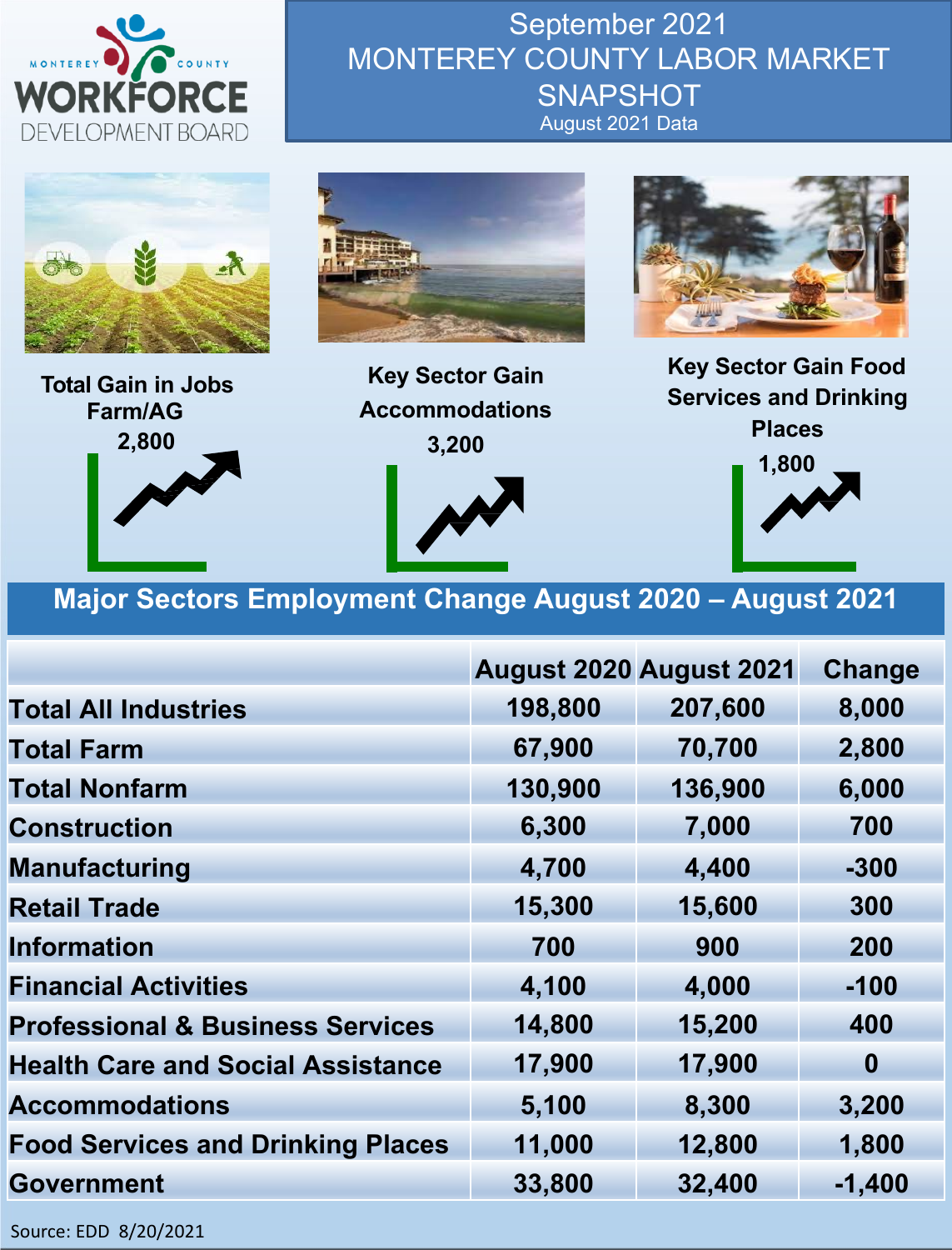MONTEREY COUNTY WORKFORCE DEVELOPMENT BOARD

# September 2021 MONTEREY COUNTY LABOR MARKET SNAPSHOT

August 2021 Data

**Total Gain in Jobs Farm/AG**
**2,800**

**Key Sector Gain Accommodations**
**3,200**

**Key Sector Gain Food Services and Drinking Places**
**1,800**

## Major Sectors Employment Change August 2020 – August 2021

| | August 2020 | August 2021 | Change |
|---|---|---|---|
| Total All Industries | 198,800 | 207,600 | 8,000 |
| Total Farm | 67,900 | 70,700 | 2,800 |
| Total Nonfarm | 130,900 | 136,900 | 6,000 |
| Construction | 6,300 | 7,000 | 700 |
| Manufacturing | 4,700 | 4,400 | -300 |
| Retail Trade | 15,300 | 15,600 | 300 |
| Information | 700 | 900 | 200 |
| Financial Activities | 4,100 | 4,000 | -100 |
| Professional & Business Services | 14,800 | 15,200 | 400 |
| Health Care and Social Assistance | 17,900 | 17,900 | 0 |
| Accommodations | 5,100 | 8,300 | 3,200 |
| Food Services and Drinking Places | 11,000 | 12,800 | 1,800 |
| Government | 33,800 | 32,400 | -1,400 |

Source: EDD 8/20/2021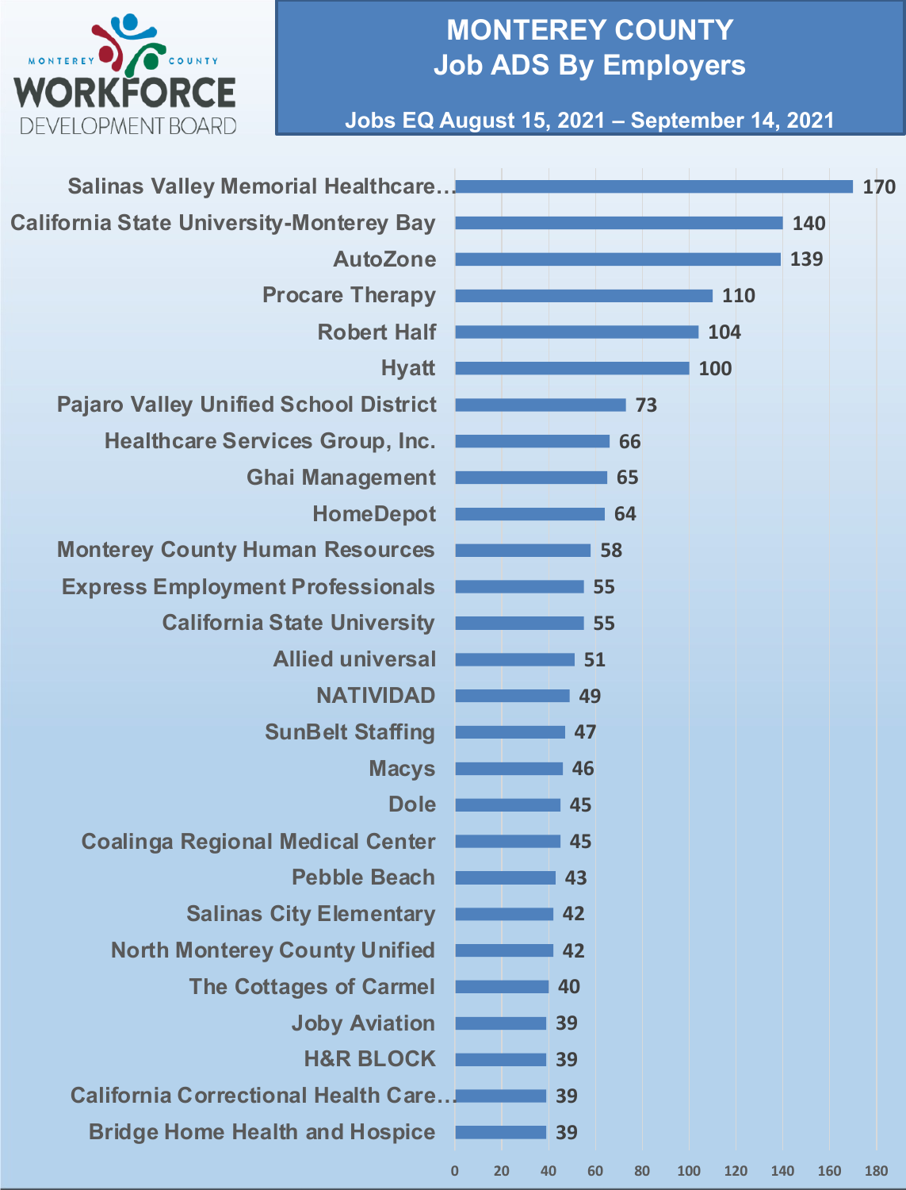MONTEREY COUNTY WORKFORCE DEVELOPMENT BOARD

# MONTEREY COUNTY
## Job ADS By Employers

**Jobs EQ August 15, 2021 – September 14, 2021**

| Employer | Job Ads |
| --- | --- |
| Salinas Valley Memorial Healthcare… | 170 |
| California State University-Monterey Bay | 140 |
| AutoZone | 139 |
| Procare Therapy | 110 |
| Robert Half | 104 |
| Hyatt | 100 |
| Pajaro Valley Unified School District | 73 |
| Healthcare Services Group, Inc. | 66 |
| Ghai Management | 65 |
| HomeDepot | 64 |
| Monterey County Human Resources | 58 |
| Express Employment Professionals | 55 |
| California State University | 55 |
| Allied universal | 51 |
| NATIVIDAD | 49 |
| SunBelt Staffing | 47 |
| Macys | 46 |
| Dole | 45 |
| Coalinga Regional Medical Center | 45 |
| Pebble Beach | 43 |
| Salinas City Elementary | 42 |
| North Monterey County Unified | 42 |
| The Cottages of Carmel | 40 |
| Joby Aviation | 39 |
| H&R BLOCK | 39 |
| California Correctional Health Care… | 39 |
| Bridge Home Health and Hospice | 39 |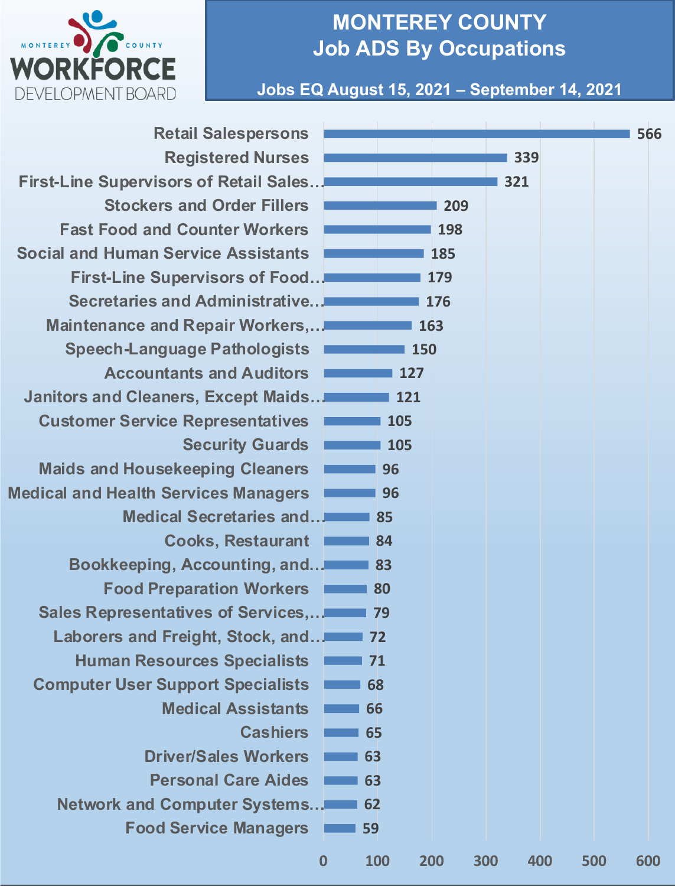# MONTEREY COUNTY
## Job ADS By Occupations

**Jobs EQ August 15, 2021 – September 14, 2021**

MONTEREY COUNTY WORKFORCE DEVELOPMENT BOARD

| Occupation | Job Ads |
|---|---|
| Retail Salespersons | 566 |
| Registered Nurses | 339 |
| First-Line Supervisors of Retail Sales… | 321 |
| Stockers and Order Fillers | 209 |
| Fast Food and Counter Workers | 198 |
| Social and Human Service Assistants | 185 |
| First-Line Supervisors of Food… | 179 |
| Secretaries and Administrative… | 176 |
| Maintenance and Repair Workers,… | 163 |
| Speech-Language Pathologists | 150 |
| Accountants and Auditors | 127 |
| Janitors and Cleaners, Except Maids… | 121 |
| Customer Service Representatives | 105 |
| Security Guards | 105 |
| Maids and Housekeeping Cleaners | 96 |
| Medical and Health Services Managers | 96 |
| Medical Secretaries and… | 85 |
| Cooks, Restaurant | 84 |
| Bookkeeping, Accounting, and… | 83 |
| Food Preparation Workers | 80 |
| Sales Representatives of Services,… | 79 |
| Laborers and Freight, Stock, and… | 72 |
| Human Resources Specialists | 71 |
| Computer User Support Specialists | 68 |
| Medical Assistants | 66 |
| Cashiers | 65 |
| Driver/Sales Workers | 63 |
| Personal Care Aides | 63 |
| Network and Computer Systems… | 62 |
| Food Service Managers | 59 |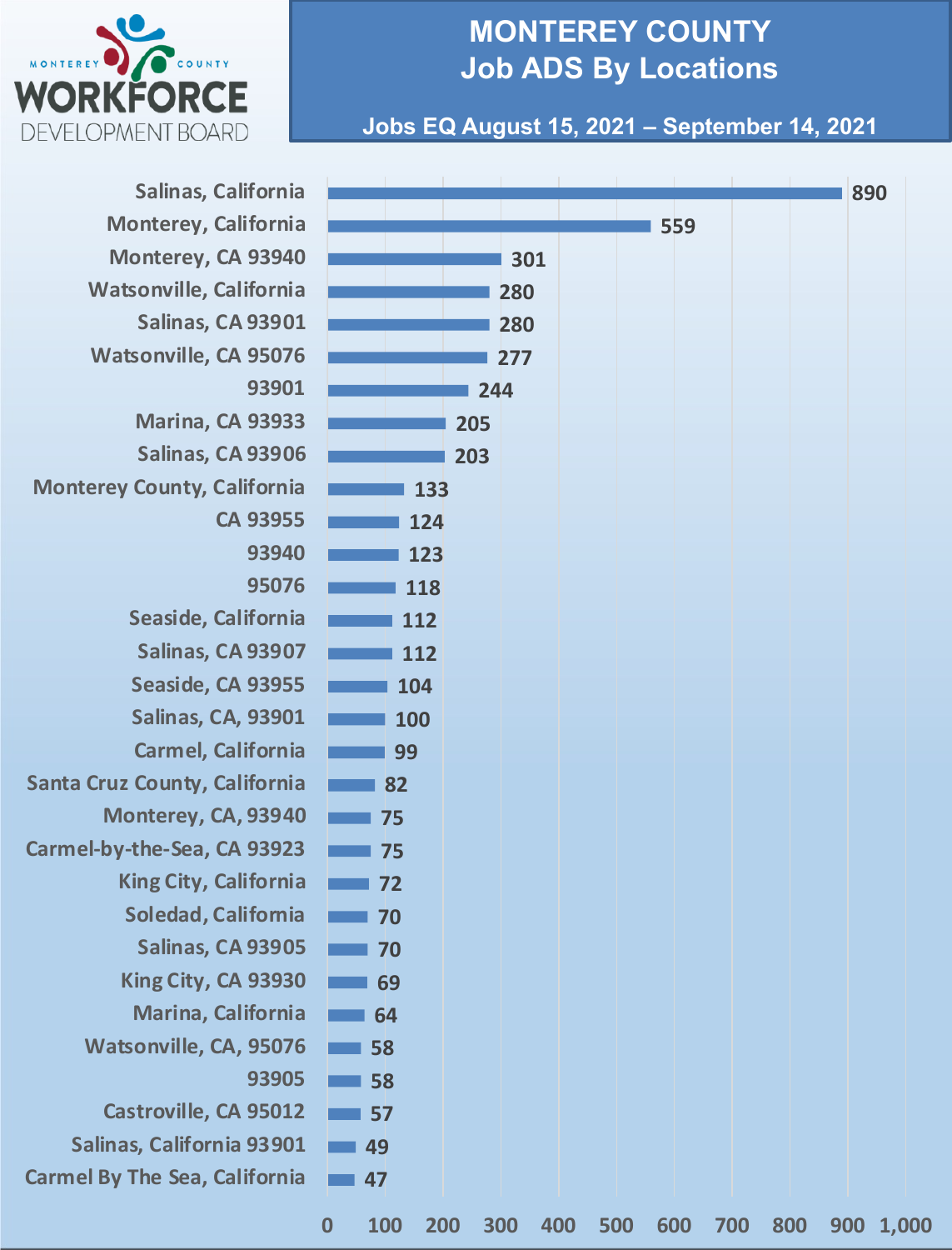MONTEREY COUNTY WORKFORCE DEVELOPMENT BOARD

# MONTEREY COUNTY Job ADS By Locations

**Jobs EQ August 15, 2021 – September 14, 2021**

| Location | Job Ads |
|---|---|
| Salinas, California | 890 |
| Monterey, California | 559 |
| Monterey, CA 93940 | 301 |
| Watsonville, California | 280 |
| Salinas, CA 93901 | 280 |
| Watsonville, CA 95076 | 277 |
| 93901 | 244 |
| Marina, CA 93933 | 205 |
| Salinas, CA 93906 | 203 |
| Monterey County, California | 133 |
| CA 93955 | 124 |
| 93940 | 123 |
| 95076 | 118 |
| Seaside, California | 112 |
| Salinas, CA 93907 | 112 |
| Seaside, CA 93955 | 104 |
| Salinas, CA, 93901 | 100 |
| Carmel, California | 99 |
| Santa Cruz County, California | 82 |
| Monterey, CA, 93940 | 75 |
| Carmel-by-the-Sea, CA 93923 | 75 |
| King City, California | 72 |
| Soledad, California | 70 |
| Salinas, CA 93905 | 70 |
| King City, CA 93930 | 69 |
| Marina, California | 64 |
| Watsonville, CA, 95076 | 58 |
| 93905 | 58 |
| Castroville, CA 95012 | 57 |
| Salinas, California 93901 | 49 |
| Carmel By The Sea, California | 47 |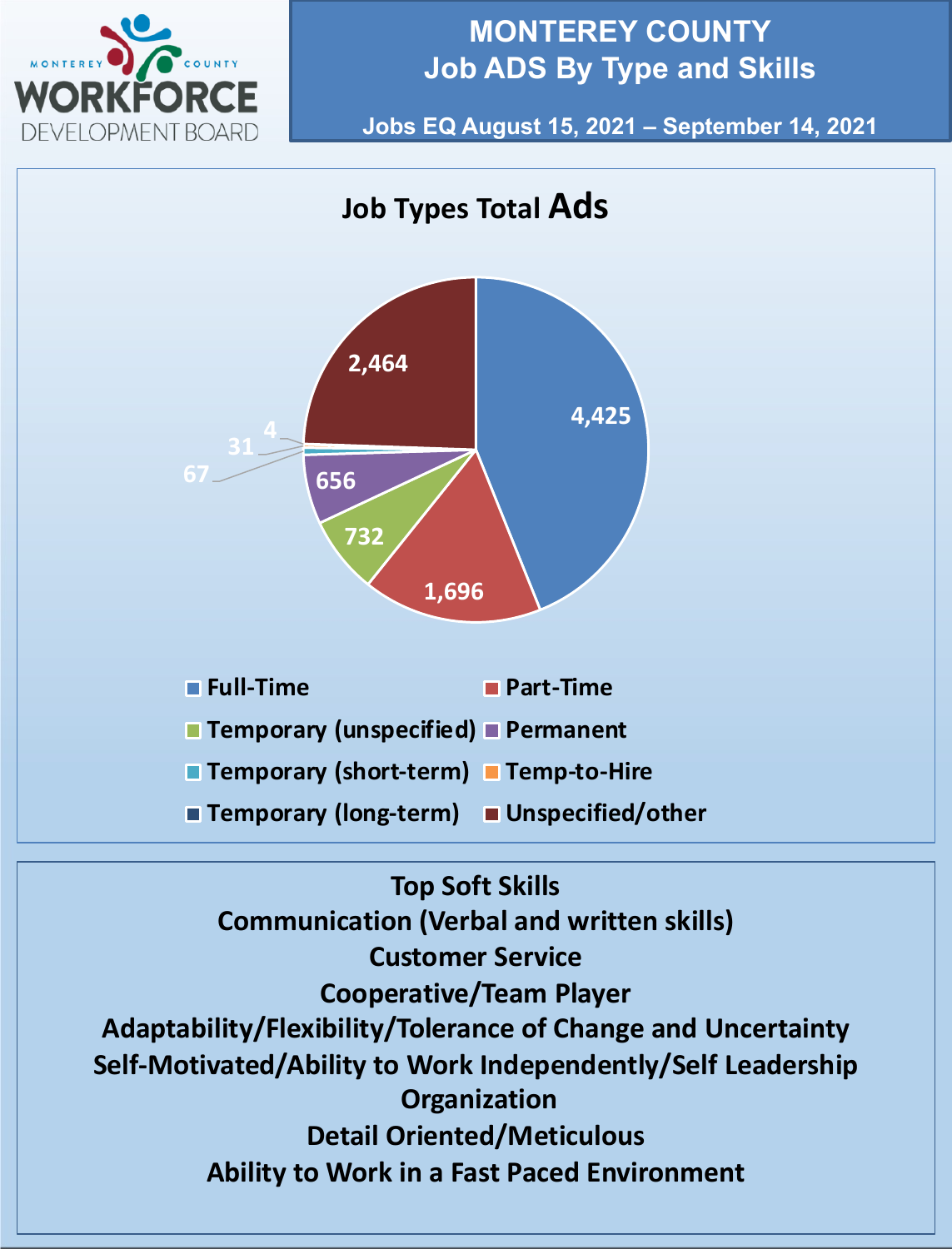# MONTEREY COUNTY
## Job ADS By Type and Skills

**Jobs EQ August 15, 2021 – September 14, 2021**

### Job Types Total Ads

| Job Type | Ads |
|---|---|
| Full-Time | 4,425 |
| Part-Time | 1,696 |
| Temporary (unspecified) | 732 |
| Permanent | 656 |
| Temporary (short-term) | 67 |
| Temp-to-Hire | 31 |
| Temporary (long-term) | 4 |
| Unspecified/other | 2,464 |

### Top Soft Skills

- Communication (Verbal and written skills)
- Customer Service
- Cooperative/Team Player
- Adaptability/Flexibility/Tolerance of Change and Uncertainty
- Self-Motivated/Ability to Work Independently/Self Leadership
- Organization
- Detail Oriented/Meticulous
- Ability to Work in a Fast Paced Environment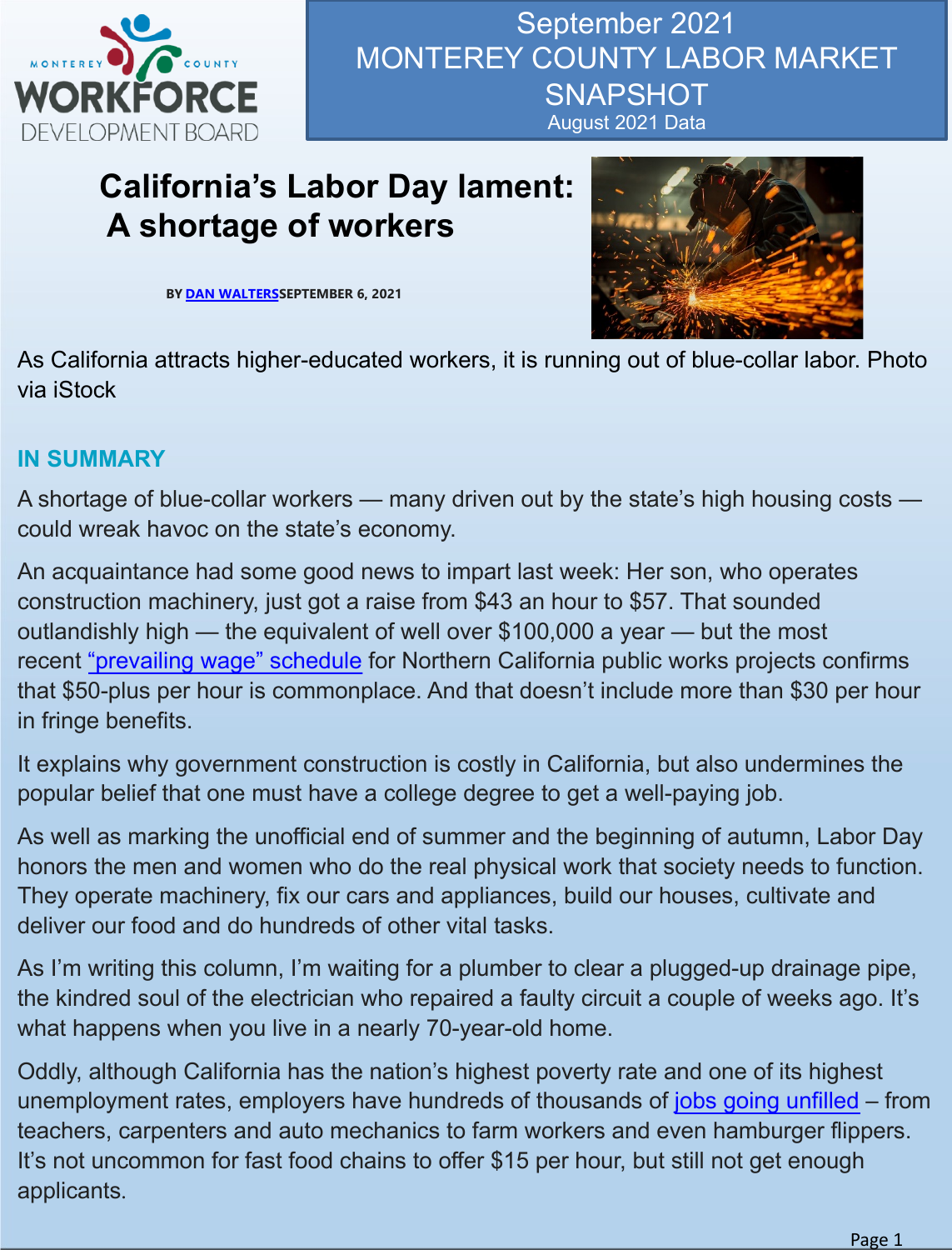MONTEREY COUNTY WORKFORCE DEVELOPMENT BOARD

# September 2021 MONTEREY COUNTY LABOR MARKET SNAPSHOT

August 2021 Data

## California's Labor Day lament: A shortage of workers

**BY [DAN WALTERS](#)SEPTEMBER 6, 2021**

As California attracts higher-educated workers, it is running out of blue-collar labor. Photo via iStock

### IN SUMMARY

A shortage of blue-collar workers — many driven out by the state's high housing costs — could wreak havoc on the state's economy.

An acquaintance had some good news to impart last week: Her son, who operates construction machinery, just got a raise from $43 an hour to $57. That sounded outlandishly high — the equivalent of well over $100,000 a year — but the most recent "prevailing wage" schedule for Northern California public works projects confirms that $50-plus per hour is commonplace. And that doesn't include more than $30 per hour in fringe benefits.

It explains why government construction is costly in California, but also undermines the popular belief that one must have a college degree to get a well-paying job.

As well as marking the unofficial end of summer and the beginning of autumn, Labor Day honors the men and women who do the real physical work that society needs to function. They operate machinery, fix our cars and appliances, build our houses, cultivate and deliver our food and do hundreds of other vital tasks.

As I'm writing this column, I'm waiting for a plumber to clear a plugged-up drainage pipe, the kindred soul of the electrician who repaired a faulty circuit a couple of weeks ago. It's what happens when you live in a nearly 70-year-old home.

Oddly, although California has the nation's highest poverty rate and one of its highest unemployment rates, employers have hundreds of thousands of jobs going unfilled – from teachers, carpenters and auto mechanics to farm workers and even hamburger flippers. It's not uncommon for fast food chains to offer $15 per hour, but still not get enough applicants.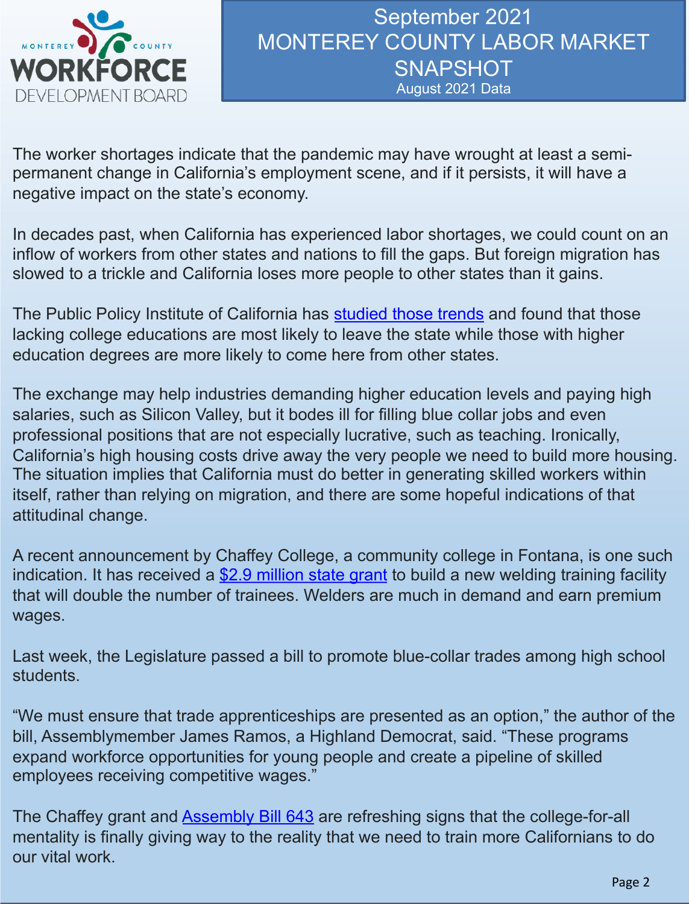The worker shortages indicate that the pandemic may have wrought at least a semi-permanent change in California's employment scene, and if it persists, it will have a negative impact on the state's economy.

In decades past, when California has experienced labor shortages, we could count on an inflow of workers from other states and nations to fill the gaps. But foreign migration has slowed to a trickle and California loses more people to other states than it gains.

The Public Policy Institute of California has studied those trends and found that those lacking college educations are most likely to leave the state while those with higher education degrees are more likely to come here from other states.

The exchange may help industries demanding higher education levels and paying high salaries, such as Silicon Valley, but it bodes ill for filling blue collar jobs and even professional positions that are not especially lucrative, such as teaching. Ironically, California's high housing costs drive away the very people we need to build more housing. The situation implies that California must do better in generating skilled workers within itself, rather than relying on migration, and there are some hopeful indications of that attitudinal change.

A recent announcement by Chaffey College, a community college in Fontana, is one such indication. It has received a $2.9 million state grant to build a new welding training facility that will double the number of trainees. Welders are much in demand and earn premium wages.

Last week, the Legislature passed a bill to promote blue-collar trades among high school students.

"We must ensure that trade apprenticeships are presented as an option," the author of the bill, Assemblymember James Ramos, a Highland Democrat, said. "These programs expand workforce opportunities for young people and create a pipeline of skilled employees receiving competitive wages."

The Chaffey grant and Assembly Bill 643 are refreshing signs that the college-for-all mentality is finally giving way to the reality that we need to train more Californians to do our vital work.